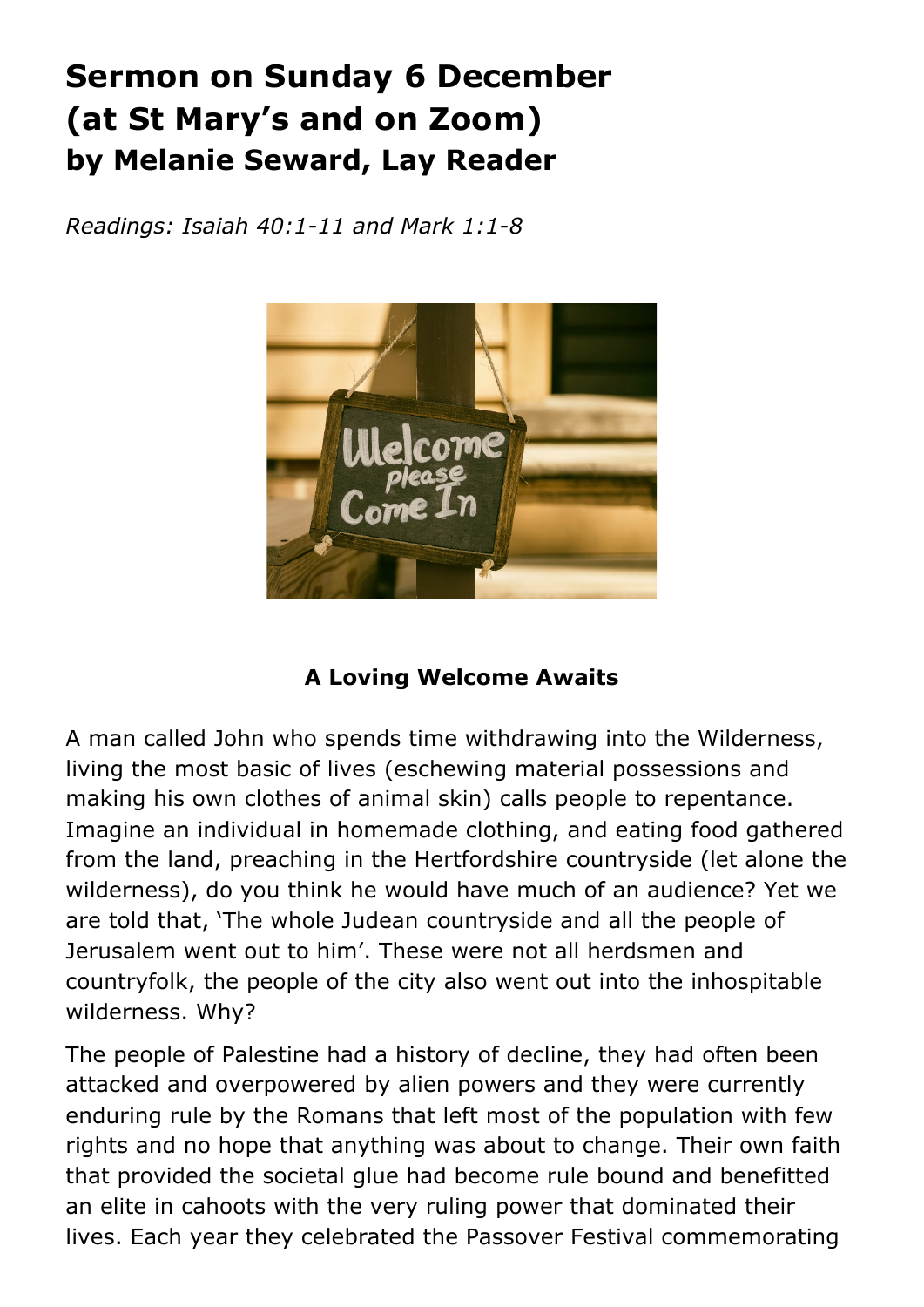# Sermon on Sunday 6 December (at St Mary's and on Zoom)
## by Melanie Seward, Lay Reader

*Readings: Isaiah 40:1-11 and Mark 1:1-8*

**A Loving Welcome Awaits**

A man called John who spends time withdrawing into the Wilderness, living the most basic of lives (eschewing material possessions and making his own clothes of animal skin) calls people to repentance. Imagine an individual in homemade clothing, and eating food gathered from the land, preaching in the Hertfordshire countryside (let alone the wilderness), do you think he would have much of an audience? Yet we are told that, 'The whole Judean countryside and all the people of Jerusalem went out to him'. These were not all herdsmen and countryfolk, the people of the city also went out into the inhospitable wilderness. Why?

The people of Palestine had a history of decline, they had often been attacked and overpowered by alien powers and they were currently enduring rule by the Romans that left most of the population with few rights and no hope that anything was about to change. Their own faith that provided the societal glue had become rule bound and benefitted an elite in cahoots with the very ruling power that dominated their lives. Each year they celebrated the Passover Festival commemorating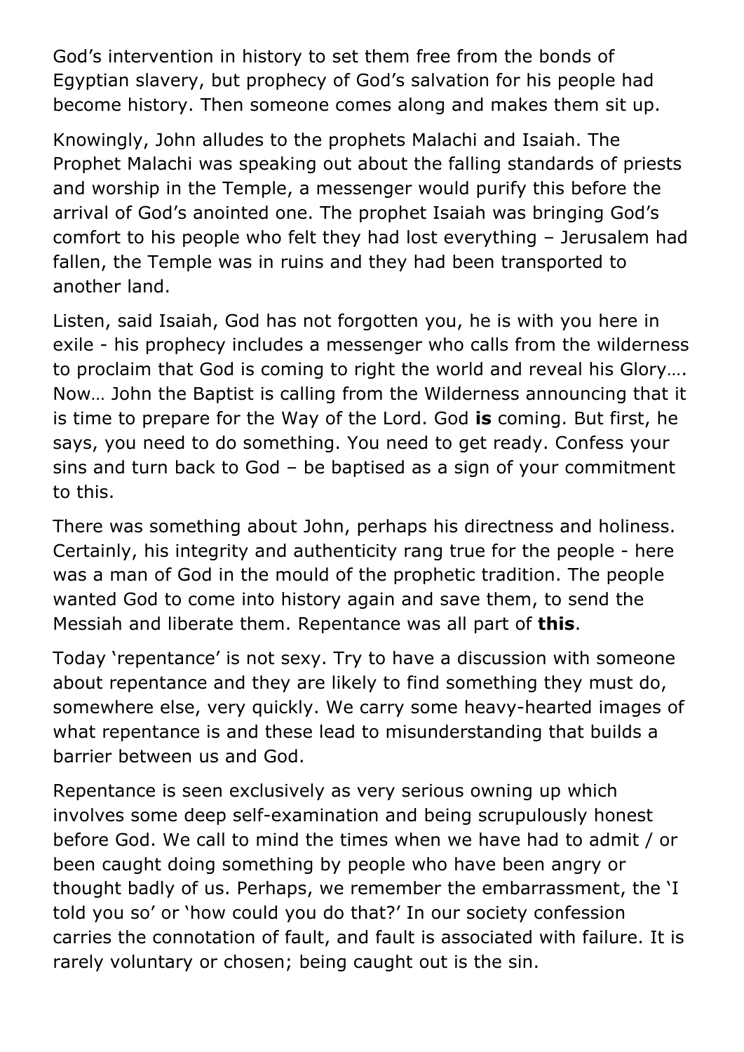God's intervention in history to set them free from the bonds of Egyptian slavery, but prophecy of God's salvation for his people had become history. Then someone comes along and makes them sit up.

Knowingly, John alludes to the prophets Malachi and Isaiah. The Prophet Malachi was speaking out about the falling standards of priests and worship in the Temple, a messenger would purify this before the arrival of God's anointed one. The prophet Isaiah was bringing God's comfort to his people who felt they had lost everything – Jerusalem had fallen, the Temple was in ruins and they had been transported to another land.

Listen, said Isaiah, God has not forgotten you, he is with you here in exile - his prophecy includes a messenger who calls from the wilderness to proclaim that God is coming to right the world and reveal his Glory…. Now… John the Baptist is calling from the Wilderness announcing that it is time to prepare for the Way of the Lord. God **is** coming. But first, he says, you need to do something. You need to get ready. Confess your sins and turn back to God – be baptised as a sign of your commitment to this.

There was something about John, perhaps his directness and holiness. Certainly, his integrity and authenticity rang true for the people - here was a man of God in the mould of the prophetic tradition. The people wanted God to come into history again and save them, to send the Messiah and liberate them. Repentance was all part of **this**.

Today 'repentance' is not sexy. Try to have a discussion with someone about repentance and they are likely to find something they must do, somewhere else, very quickly. We carry some heavy-hearted images of what repentance is and these lead to misunderstanding that builds a barrier between us and God.

Repentance is seen exclusively as very serious owning up which involves some deep self-examination and being scrupulously honest before God. We call to mind the times when we have had to admit / or been caught doing something by people who have been angry or thought badly of us. Perhaps, we remember the embarrassment, the 'I told you so' or 'how could you do that?' In our society confession carries the connotation of fault, and fault is associated with failure. It is rarely voluntary or chosen; being caught out is the sin.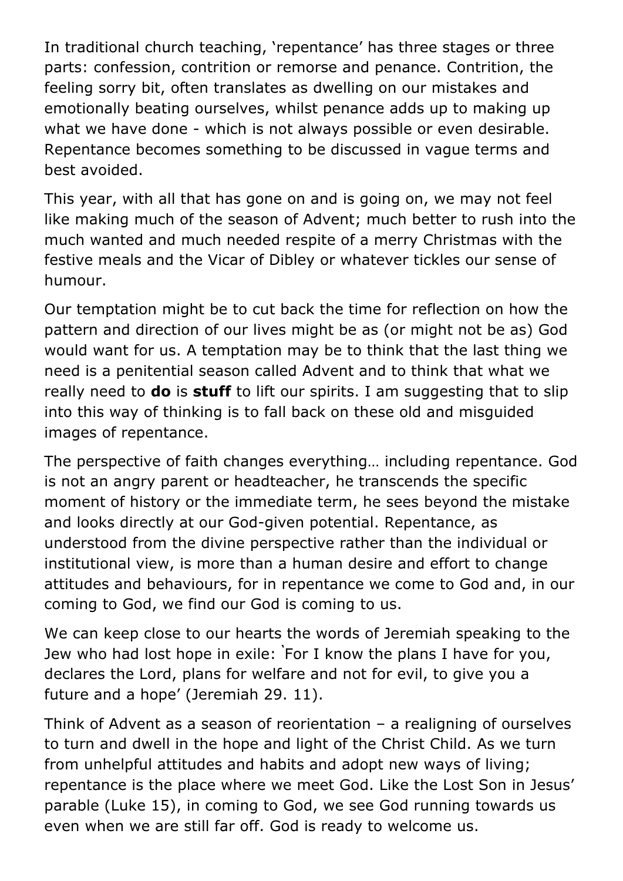In traditional church teaching, 'repentance' has three stages or three parts: confession, contrition or remorse and penance. Contrition, the feeling sorry bit, often translates as dwelling on our mistakes and emotionally beating ourselves, whilst penance adds up to making up what we have done - which is not always possible or even desirable. Repentance becomes something to be discussed in vague terms and best avoided.

This year, with all that has gone on and is going on, we may not feel like making much of the season of Advent; much better to rush into the much wanted and much needed respite of a merry Christmas with the festive meals and the Vicar of Dibley or whatever tickles our sense of humour.

Our temptation might be to cut back the time for reflection on how the pattern and direction of our lives might be as (or might not be as) God would want for us. A temptation may be to think that the last thing we need is a penitential season called Advent and to think that what we really need to **do** is **stuff** to lift our spirits. I am suggesting that to slip into this way of thinking is to fall back on these old and misguided images of repentance.

The perspective of faith changes everything… including repentance. God is not an angry parent or headteacher, he transcends the specific moment of history or the immediate term, he sees beyond the mistake and looks directly at our God-given potential. Repentance, as understood from the divine perspective rather than the individual or institutional view, is more than a human desire and effort to change attitudes and behaviours, for in repentance we come to God and, in our coming to God, we find our God is coming to us.

We can keep close to our hearts the words of Jeremiah speaking to the Jew who had lost hope in exile: `For I know the plans I have for you, declares the Lord, plans for welfare and not for evil, to give you a future and a hope' (Jeremiah 29. 11).

Think of Advent as a season of reorientation – a realigning of ourselves to turn and dwell in the hope and light of the Christ Child. As we turn from unhelpful attitudes and habits and adopt new ways of living; repentance is the place where we meet God. Like the Lost Son in Jesus' parable (Luke 15), in coming to God, we see God running towards us even when we are still far off. God is ready to welcome us.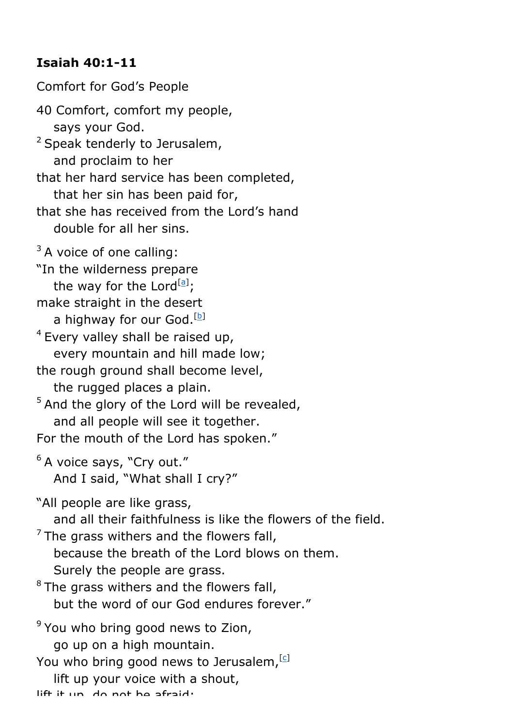**Isaiah 40:1-11**

Comfort for God's People

40 Comfort, comfort my people,
 says your God.
[2] Speak tenderly to Jerusalem,
 and proclaim to her
that her hard service has been completed,
 that her sin has been paid for,
that she has received from the Lord's hand
 double for all her sins.

[3] A voice of one calling:
"In the wilderness prepare
 the way for the Lord[a];
make straight in the desert
 a highway for our God.[b]
[4] Every valley shall be raised up,
 every mountain and hill made low;
the rough ground shall become level,
 the rugged places a plain.
[5] And the glory of the Lord will be revealed,
 and all people will see it together.
For the mouth of the Lord has spoken."

[6] A voice says, "Cry out."
 And I said, "What shall I cry?"

"All people are like grass,
 and all their faithfulness is like the flowers of the field.
[7] The grass withers and the flowers fall,
 because the breath of the Lord blows on them.
 Surely the people are grass.
[8] The grass withers and the flowers fall,
 but the word of our God endures forever."

[9] You who bring good news to Zion,
 go up on a high mountain.
You who bring good news to Jerusalem,[c]
 lift up your voice with a shout,
lift it up, do not be afraid;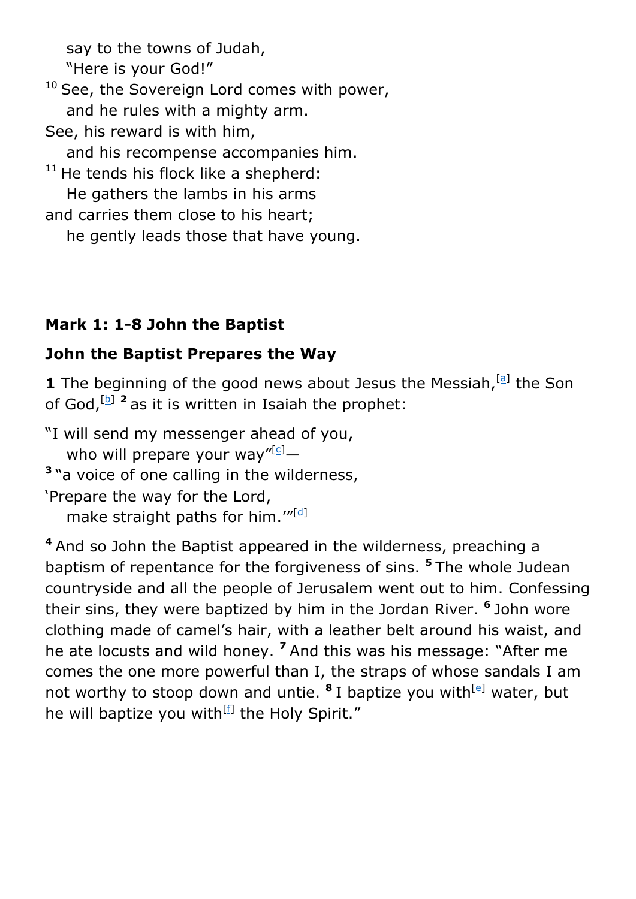say to the towns of Judah,
"Here is your God!"

[10] See, the Sovereign Lord comes with power,
and he rules with a mighty arm.
See, his reward is with him,
and his recompense accompanies him.

[11] He tends his flock like a shepherd:
He gathers the lambs in his arms
and carries them close to his heart;
he gently leads those that have young.

**Mark 1: 1-8 John the Baptist**

**John the Baptist Prepares the Way**

**1** The beginning of the good news about Jesus the Messiah,[a] the Son of God,[b] **2** as it is written in Isaiah the prophet:

"I will send my messenger ahead of you,
who will prepare your way"[c]—
**3** "a voice of one calling in the wilderness,
'Prepare the way for the Lord,
make straight paths for him.'"[d]

**4** And so John the Baptist appeared in the wilderness, preaching a baptism of repentance for the forgiveness of sins. **5** The whole Judean countryside and all the people of Jerusalem went out to him. Confessing their sins, they were baptized by him in the Jordan River. **6** John wore clothing made of camel's hair, with a leather belt around his waist, and he ate locusts and wild honey. **7** And this was his message: "After me comes the one more powerful than I, the straps of whose sandals I am not worthy to stoop down and untie. **8** I baptize you with[e] water, but he will baptize you with[f] the Holy Spirit."